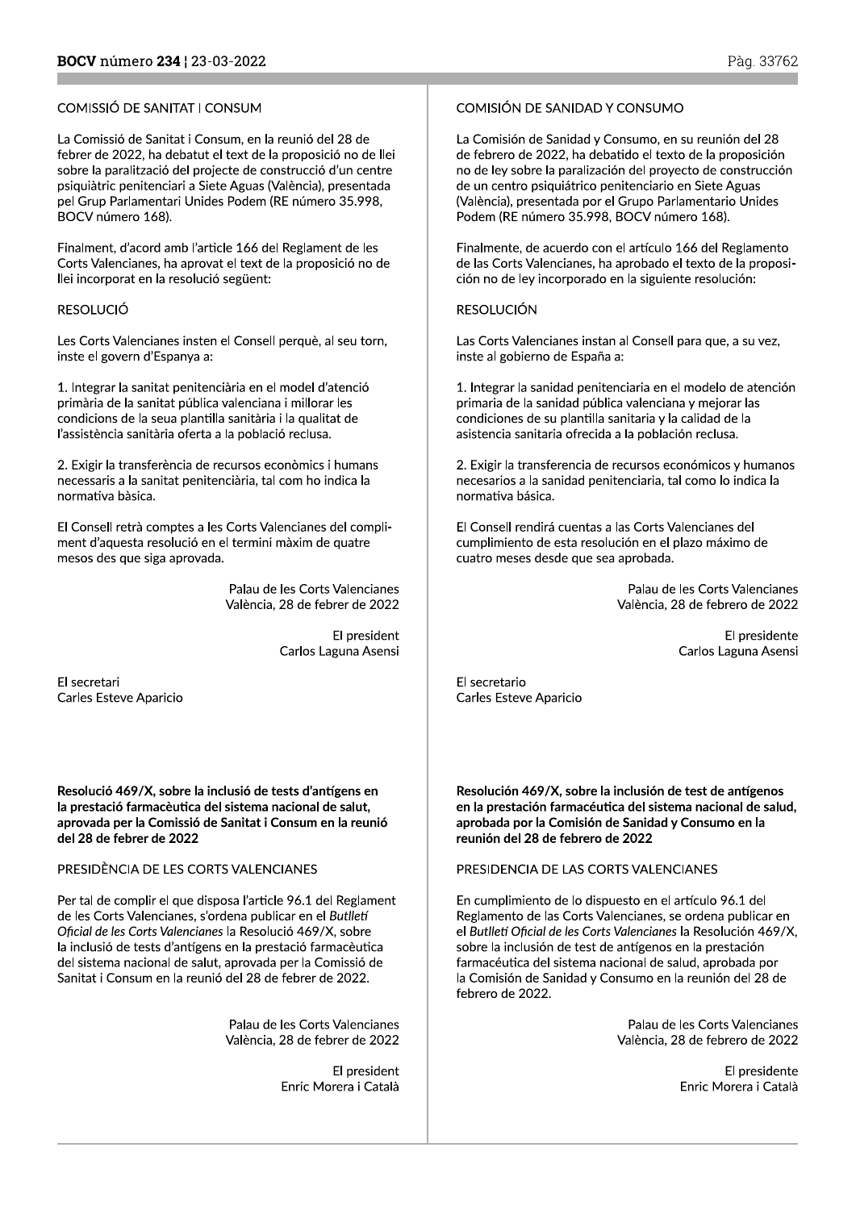COMISSIÓ DE SANITAT I CONSUM

La Comissió de Sanitat i Consum, en la reunió del 28 de febrer de 2022, ha debatut el text de la proposició no de llei sobre la paralització del projecte de construcció d'un centre psiquiàtric penitenciari a Siete Aguas (València), presentada pel Grup Parlamentari Unides Podem (RE número 35.998, BOCV número 168).

Finalment, d'acord amb l'article 166 del Reglament de les Corts Valencianes, ha aprovat el text de la proposició no de llei incorporat en la resolució següent:

RESOLUCIÓ

Les Corts Valencianes insten el Consell perquè, al seu torn, inste el govern d'Espanya a:

1. Integrar la sanitat penitenciària en el model d'atenció primària de la sanitat pública valenciana i millorar les condicions de la seua plantilla sanitària i la qualitat de l'assistència sanitària oferta a la població reclusa.

2. Exigir la transferència de recursos econòmics i humans necessaris a la sanitat penitenciària, tal com ho indica la normativa bàsica.

El Consell retrà comptes a les Corts Valencianes del compliment d'aquesta resolució en el termini màxim de quatre mesos des que siga aprovada.

Palau de les Corts Valencianes
València, 28 de febrer de 2022

El president
Carlos Laguna Asensi

El secretari
Carles Esteve Aparicio

**Resolució 469/X, sobre la inclusió de tests d'antígens en la prestació farmacèutica del sistema nacional de salut, aprovada per la Comissió de Sanitat i Consum en la reunió del 28 de febrer de 2022**

PRESIDÈNCIA DE LES CORTS VALENCIANES

Per tal de complir el que disposa l'article 96.1 del Reglament de les Corts Valencianes, s'ordena publicar en el *Butlletí Oficial de les Corts Valencianes* la Resolució 469/X, sobre la inclusió de tests d'antígens en la prestació farmacèutica del sistema nacional de salut, aprovada per la Comissió de Sanitat i Consum en la reunió del 28 de febrer de 2022.

Palau de les Corts Valencianes
València, 28 de febrer de 2022

El president
Enric Morera i Català

COMISIÓN DE SANIDAD Y CONSUMO

La Comisión de Sanidad y Consumo, en su reunión del 28 de febrero de 2022, ha debatido el texto de la proposición no de ley sobre la paralización del proyecto de construcción de un centro psiquiátrico penitenciario en Siete Aguas (València), presentada por el Grupo Parlamentario Unides Podem (RE número 35.998, BOCV número 168).

Finalmente, de acuerdo con el artículo 166 del Reglamento de las Corts Valencianes, ha aprobado el texto de la proposición no de ley incorporado en la siguiente resolución:

RESOLUCIÓN

Las Corts Valencianes instan al Consell para que, a su vez, inste al gobierno de España a:

1. Integrar la sanidad penitenciaria en el modelo de atención primaria de la sanidad pública valenciana y mejorar las condiciones de su plantilla sanitaria y la calidad de la asistencia sanitaria ofrecida a la población reclusa.

2. Exigir la transferencia de recursos económicos y humanos necesarios a la sanidad penitenciaria, tal como lo indica la normativa básica.

El Consell rendirá cuentas a las Corts Valencianes del cumplimiento de esta resolución en el plazo máximo de cuatro meses desde que sea aprobada.

Palau de les Corts Valencianes
València, 28 de febrero de 2022

El presidente
Carlos Laguna Asensi

El secretario
Carles Esteve Aparicio

**Resolución 469/X, sobre la inclusión de test de antígenos en la prestación farmacéutica del sistema nacional de salud, aprobada por la Comisión de Sanidad y Consumo en la reunión del 28 de febrero de 2022**

PRESIDENCIA DE LAS CORTS VALENCIANES

En cumplimiento de lo dispuesto en el artículo 96.1 del Reglamento de las Corts Valencianes, se ordena publicar en el *Butlletí Oficial de les Corts Valencianes* la Resolución 469/X, sobre la inclusión de test de antígenos en la prestación farmacéutica del sistema nacional de salud, aprobada por la Comisión de Sanidad y Consumo en la reunión del 28 de febrero de 2022.

Palau de les Corts Valencianes
València, 28 de febrero de 2022

El presidente
Enric Morera i Català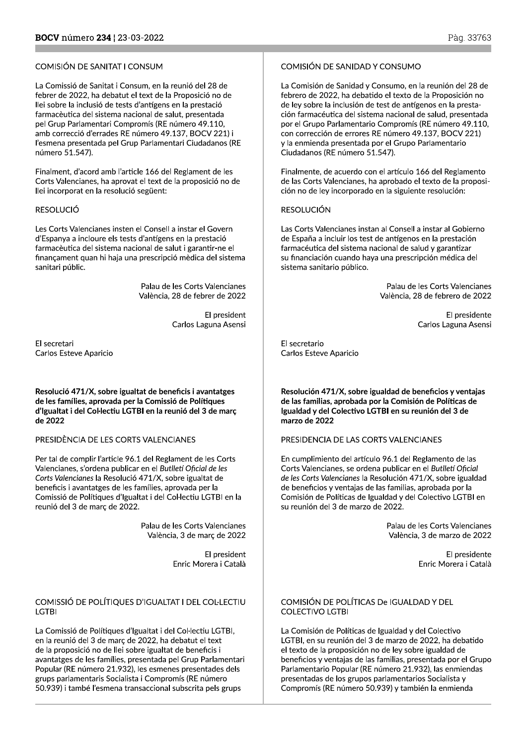COMISIÓN DE SANITAT I CONSUM

La Comissió de Sanitat i Consum, en la reunió del 28 de febrer de 2022, ha debatut el text de la Proposició no de llei sobre la inclusió de tests d'antígens en la prestació farmacèutica del sistema nacional de salut, presentada pel Grup Parlamentari Compromís (RE número 49.110, amb correcció d'errades RE número 49.137, BOCV 221) i l'esmena presentada pel Grup Parlamentari Ciudadanos (RE número 51.547).

Finalment, d'acord amb l'article 166 del Reglament de les Corts Valencianes, ha aprovat el text de la proposició no de llei incorporat en la resolució següent:

RESOLUCIÓ

Les Corts Valencianes insten el Consell a instar el Govern d'Espanya a incloure els tests d'antígens en la prestació farmacèutica del sistema nacional de salut i garantir-ne el finançament quan hi haja una prescripció mèdica del sistema sanitari públic.

Palau de les Corts Valencianes
València, 28 de febrer de 2022

El president
Carlos Laguna Asensi

El secretari
Carlos Esteve Aparicio

**Resolució 471/X, sobre igualtat de beneficis i avantatges de les famílies, aprovada per la Comissió de Polítiques d'Igualtat i del Col·lectiu LGTBI en la reunió del 3 de març de 2022**

PRESIDÈNCIA DE LES CORTS VALENCIANES

Per tal de complir l'article 96.1 del Reglament de les Corts Valencianes, s'ordena publicar en el *Butlletí Oficial de les Corts Valencianes* la Resolució 471/X, sobre igualtat de beneficis i avantatges de les famílies, aprovada per la Comissió de Polítiques d'Igualtat i del Col·lectiu LGTBI en la reunió del 3 de març de 2022.

Palau de les Corts Valencianes
València, 3 de març de 2022

El president
Enric Morera i Català

COMISSIÓ DE POLÍTIQUES D'IGUALTAT I DEL COL·LECTIU LGTBI

La Comissió de Polítiques d'Igualtat i del Col·lectiu LGTBI, en la reunió del 3 de març de 2022, ha debatut el text de la proposició no de llei sobre igualtat de beneficis i avantatges de les famílies, presentada pel Grup Parlamentari Popular (RE número 21.932), les esmenes presentades dels grups parlamentaris Socialista i Compromís (RE número 50.939) i també l'esmena transaccional subscrita pels grups

COMISIÓN DE SANIDAD Y CONSUMO

La Comisión de Sanidad y Consumo, en la reunión del 28 de febrero de 2022, ha debatido el texto de la Proposición no de ley sobre la inclusión de test de antígenos en la prestación farmacéutica del sistema nacional de salud, presentada por el Grupo Parlamentario Compromís (RE número 49.110, con corrección de errores RE número 49.137, BOCV 221) y la enmienda presentada por el Grupo Parlamentario Ciudadanos (RE número 51.547).

Finalmente, de acuerdo con el artículo 166 del Reglamento de las Corts Valencianes, ha aprobado el texto de la proposición no de ley incorporado en la siguiente resolución:

RESOLUCIÓN

Las Corts Valencianes instan al Consell a instar al Gobierno de España a incluir los test de antígenos en la prestación farmacéutica del sistema nacional de salud y garantizar su financiación cuando haya una prescripción médica del sistema sanitario público.

Palau de les Corts Valencianes
València, 28 de febrero de 2022

El presidente
Carlos Laguna Asensi

El secretario
Carlos Esteve Aparicio

**Resolución 471/X, sobre igualdad de beneficios y ventajas de las familias, aprobada por la Comisión de Políticas de Igualdad y del Colectivo LGTBI en su reunión del 3 de marzo de 2022**

PRESIDENCIA DE LAS CORTS VALENCIANES

En cumplimiento del artículo 96.1 del Reglamento de las Corts Valencianes, se ordena publicar en el *Butlletí Oficial de les Corts Valencianes* la Resolución 471/X, sobre igualdad de beneficios y ventajas de las familias, aprobada por la Comisión de Políticas de Igualdad y del Colectivo LGTBI en su reunión del 3 de marzo de 2022.

Palau de les Corts Valencianes
València, 3 de marzo de 2022

El presidente
Enric Morera i Català

COMISIÓN DE POLÍTICAS De IGUALDAD Y DEL COLECTIVO LGTBI

La Comisión de Políticas de Igualdad y del Colectivo LGTBI, en su reunión del 3 de marzo de 2022, ha debatido el texto de la proposición no de ley sobre igualdad de beneficios y ventajas de las familias, presentada por el Grupo Parlamentario Popular (RE número 21.932), las enmiendas presentadas de los grupos parlamentarios Socialista y Compromís (RE número 50.939) y también la enmienda